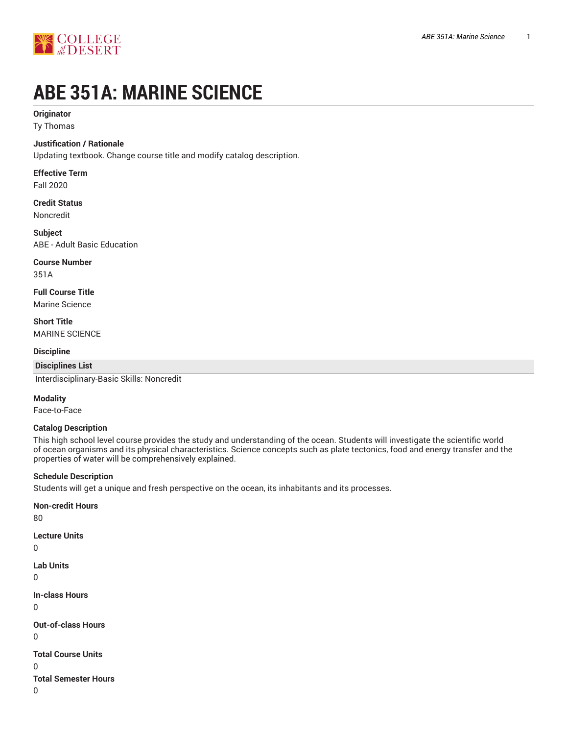# ABE 351A: MARINE SCIENCE

**Originator**
Ty Thomas

**Justification / Rationale**
Updating textbook. Change course title and modify catalog description.

**Effective Term**
Fall 2020

**Credit Status**
Noncredit

**Subject**
ABE - Adult Basic Education

**Course Number**
351A

**Full Course Title**
Marine Science

**Short Title**
MARINE SCIENCE

**Discipline**

| Disciplines List |
| --- |
| Interdisciplinary-Basic Skills: Noncredit |

**Modality**
Face-to-Face

**Catalog Description**
This high school level course provides the study and understanding of the ocean. Students will investigate the scientific world of ocean organisms and its physical characteristics. Science concepts such as plate tectonics, food and energy transfer and the properties of water will be comprehensively explained.

**Schedule Description**
Students will get a unique and fresh perspective on the ocean, its inhabitants and its processes.

**Non-credit Hours**
80

**Lecture Units**
0

**Lab Units**
0

**In-class Hours**
0

**Out-of-class Hours**
0

**Total Course Units**
0

**Total Semester Hours**
0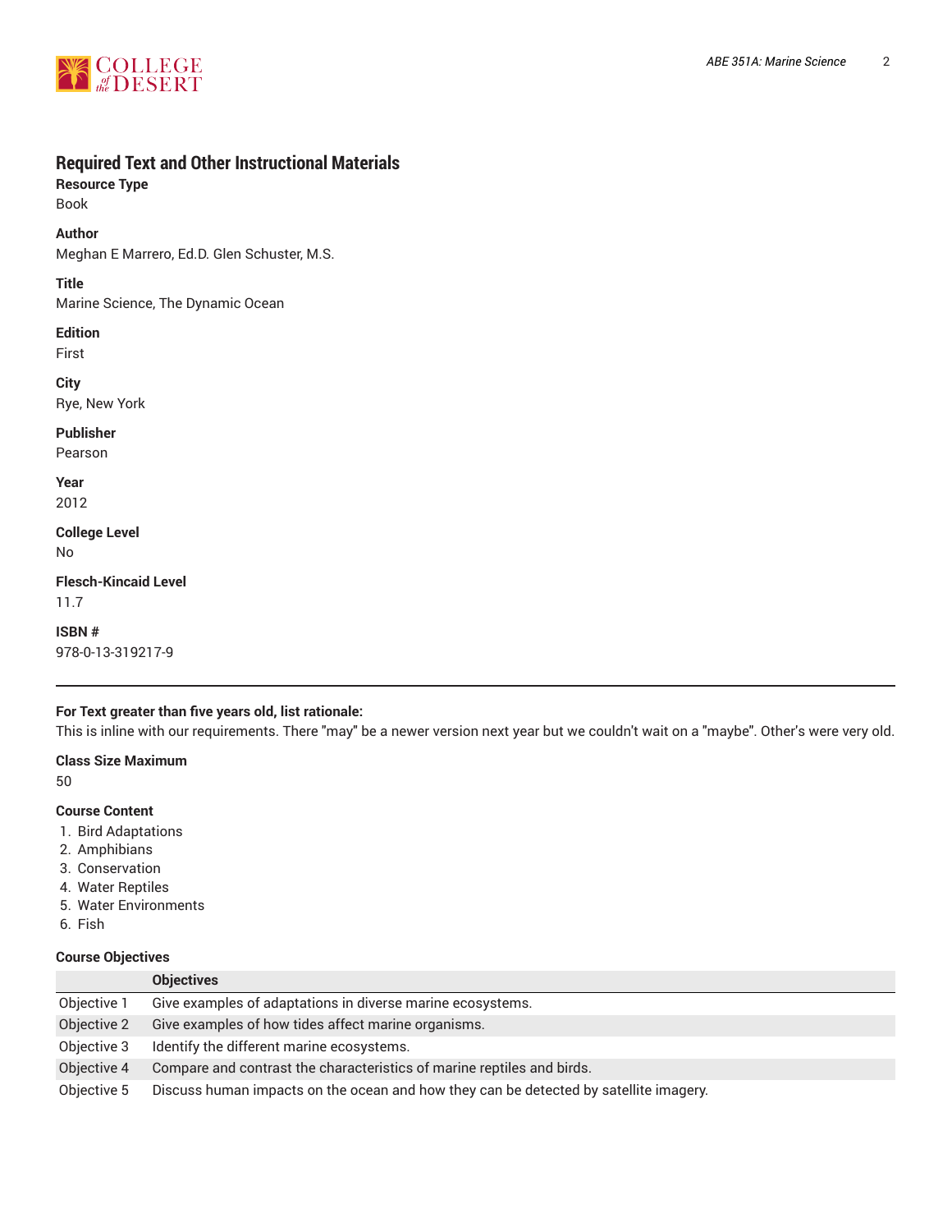## Required Text and Other Instructional Materials

**Resource Type**
Book

**Author**
Meghan E Marrero, Ed.D. Glen Schuster, M.S.

**Title**
Marine Science, The Dynamic Ocean

**Edition**
First

**City**
Rye, New York

**Publisher**
Pearson

**Year**
2012

**College Level**
No

**Flesch-Kincaid Level**
11.7

**ISBN #**
978-0-13-319217-9

---

**For Text greater than five years old, list rationale:**
This is inline with our requirements. There "may" be a newer version next year but we couldn't wait on a "maybe". Other's were very old.

**Class Size Maximum**
50

**Course Content**

1. Bird Adaptations
2. Amphibians
3. Conservation
4. Water Reptiles
5. Water Environments
6. Fish

**Course Objectives**

| | Objectives |
|---|---|
| Objective 1 | Give examples of adaptations in diverse marine ecosystems. |
| Objective 2 | Give examples of how tides affect marine organisms. |
| Objective 3 | Identify the different marine ecosystems. |
| Objective 4 | Compare and contrast the characteristics of marine reptiles and birds. |
| Objective 5 | Discuss human impacts on the ocean and how they can be detected by satellite imagery. |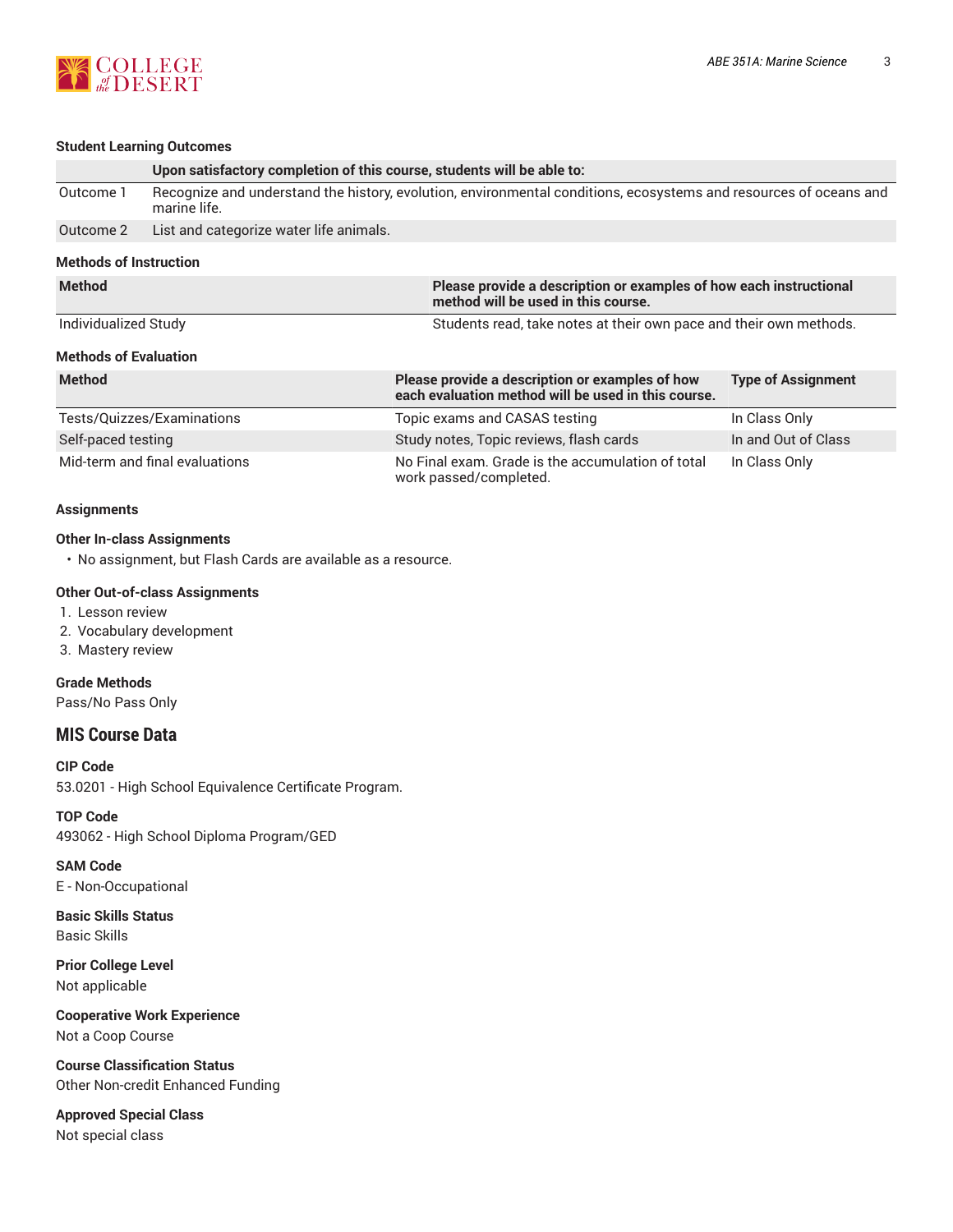#### Student Learning Outcomes

| | Upon satisfactory completion of this course, students will be able to: |
|---|---|
| Outcome 1 | Recognize and understand the history, evolution, environmental conditions, ecosystems and resources of oceans and marine life. |
| Outcome 2 | List and categorize water life animals. |

#### Methods of Instruction

| Method | Please provide a description or examples of how each instructional method will be used in this course. |
|---|---|
| Individualized Study | Students read, take notes at their own pace and their own methods. |

#### Methods of Evaluation

| Method | Please provide a description or examples of how each evaluation method will be used in this course. | Type of Assignment |
|---|---|---|
| Tests/Quizzes/Examinations | Topic exams and CASAS testing | In Class Only |
| Self-paced testing | Study notes, Topic reviews, flash cards | In and Out of Class |
| Mid-term and final evaluations | No Final exam. Grade is the accumulation of total work passed/completed. | In Class Only |

#### Assignments

**Other In-class Assignments**

- No assignment, but Flash Cards are available as a resource.

**Other Out-of-class Assignments**

1. Lesson review
2. Vocabulary development
3. Mastery review

**Grade Methods**

Pass/No Pass Only

## MIS Course Data

**CIP Code**

53.0201 - High School Equivalence Certificate Program.

**TOP Code**

493062 - High School Diploma Program/GED

**SAM Code**

E - Non-Occupational

**Basic Skills Status**

Basic Skills

**Prior College Level**

Not applicable

**Cooperative Work Experience**

Not a Coop Course

**Course Classification Status**

Other Non-credit Enhanced Funding

**Approved Special Class**

Not special class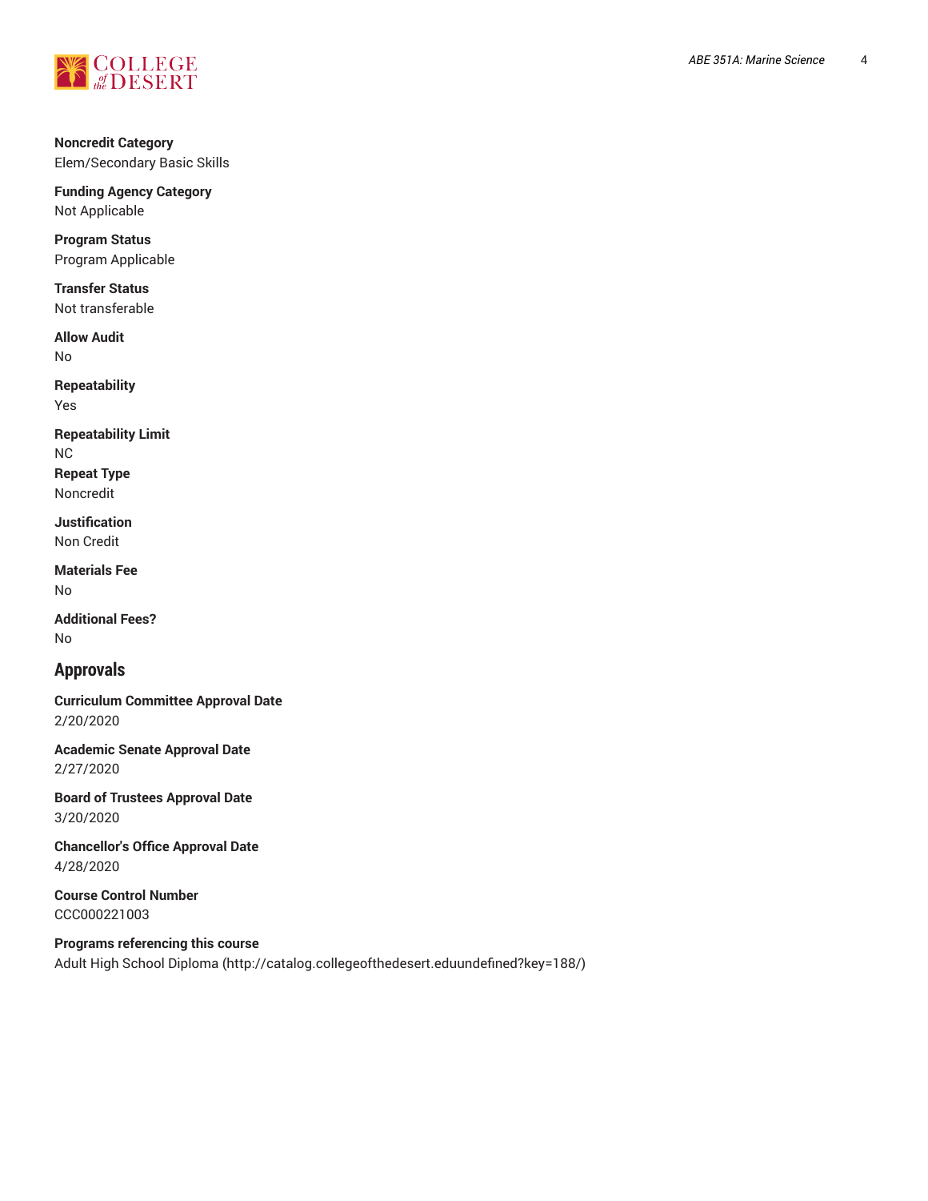**Noncredit Category**
Elem/Secondary Basic Skills

**Funding Agency Category**
Not Applicable

**Program Status**
Program Applicable

**Transfer Status**
Not transferable

**Allow Audit**
No

**Repeatability**
Yes

**Repeatability Limit**
NC

**Repeat Type**
Noncredit

**Justification**
Non Credit

**Materials Fee**
No

**Additional Fees?**
No

## Approvals

**Curriculum Committee Approval Date**
2/20/2020

**Academic Senate Approval Date**
2/27/2020

**Board of Trustees Approval Date**
3/20/2020

**Chancellor's Office Approval Date**
4/28/2020

**Course Control Number**
CCC000221003

**Programs referencing this course**
Adult High School Diploma (http://catalog.collegeofthedesert.eduundefined?key=188/)